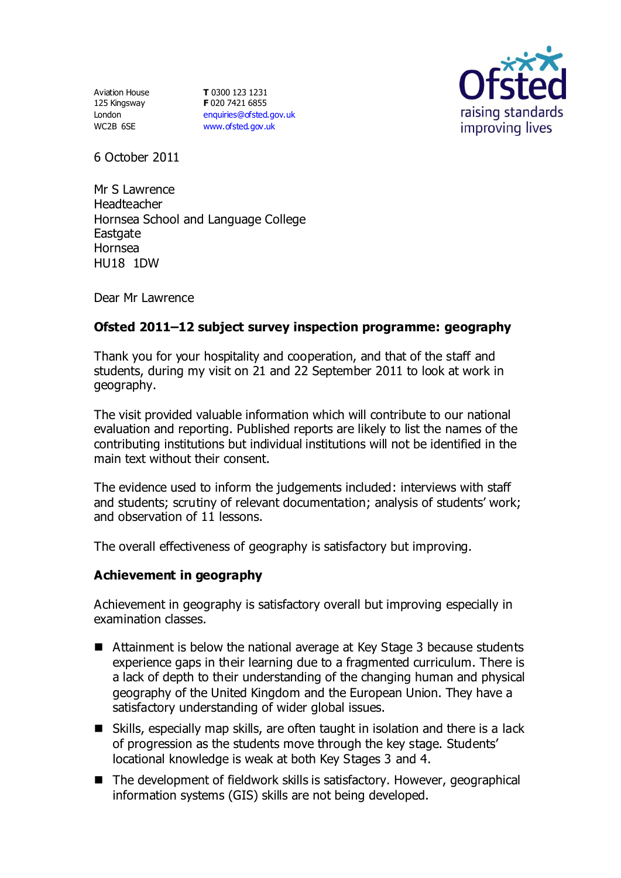Aviation House
125 Kingsway
London
WC2B 6SE

**T** 0300 123 1231
**F** 020 7421 6855
enquiries@ofsted.gov.uk
www.ofsted.gov.uk

Ofsted
raising standards
improving lives

6 October 2011

Mr S Lawrence
Headteacher
Hornsea School and Language College
Eastgate
Hornsea
HU18 1DW

Dear Mr Lawrence

**Ofsted 2011–12 subject survey inspection programme: geography**

Thank you for your hospitality and cooperation, and that of the staff and students, during my visit on 21 and 22 September 2011 to look at work in geography.

The visit provided valuable information which will contribute to our national evaluation and reporting. Published reports are likely to list the names of the contributing institutions but individual institutions will not be identified in the main text without their consent.

The evidence used to inform the judgements included: interviews with staff and students; scrutiny of relevant documentation; analysis of students' work; and observation of 11 lessons.

The overall effectiveness of geography is satisfactory but improving.

**Achievement in geography**

Achievement in geography is satisfactory overall but improving especially in examination classes.

- Attainment is below the national average at Key Stage 3 because students experience gaps in their learning due to a fragmented curriculum. There is a lack of depth to their understanding of the changing human and physical geography of the United Kingdom and the European Union. They have a satisfactory understanding of wider global issues.
- Skills, especially map skills, are often taught in isolation and there is a lack of progression as the students move through the key stage. Students' locational knowledge is weak at both Key Stages 3 and 4.
- The development of fieldwork skills is satisfactory. However, geographical information systems (GIS) skills are not being developed.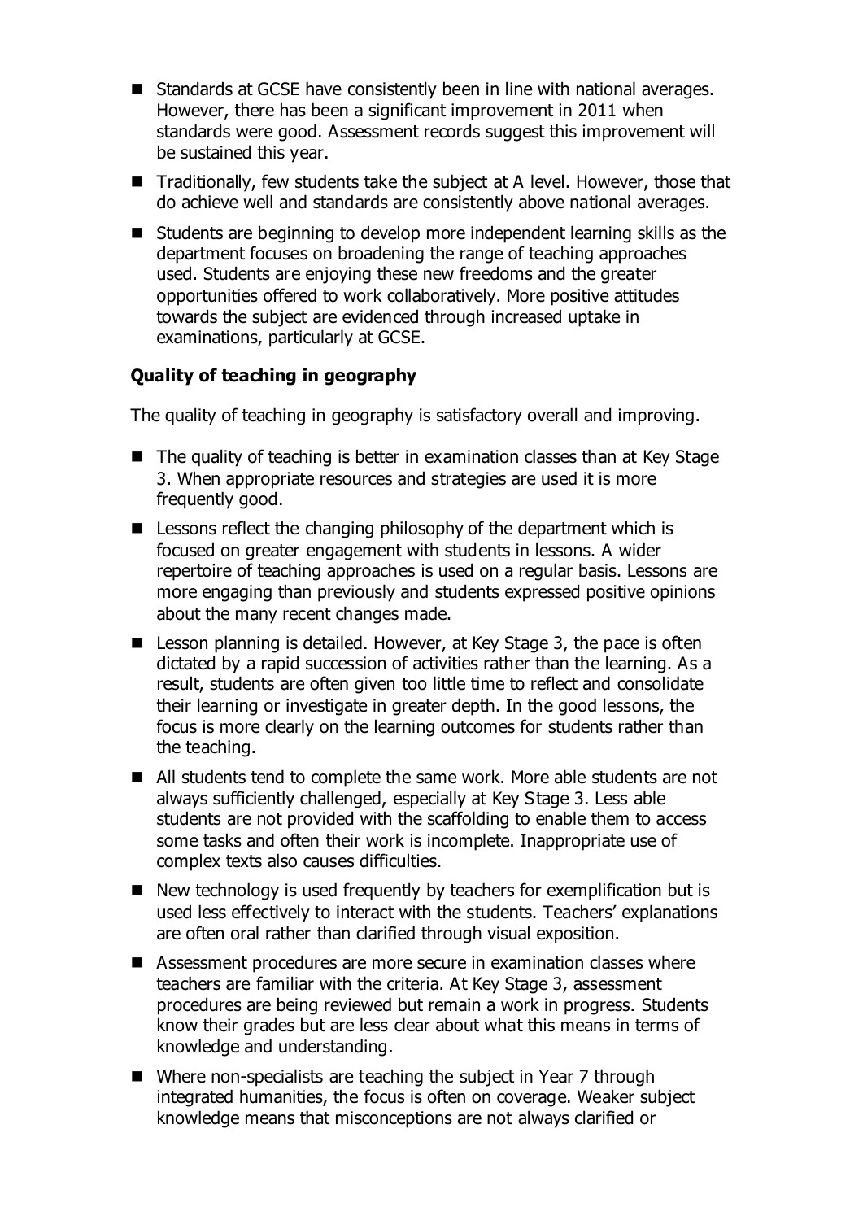- Standards at GCSE have consistently been in line with national averages. However, there has been a significant improvement in 2011 when standards were good. Assessment records suggest this improvement will be sustained this year.
- Traditionally, few students take the subject at A level. However, those that do achieve well and standards are consistently above national averages.
- Students are beginning to develop more independent learning skills as the department focuses on broadening the range of teaching approaches used. Students are enjoying these new freedoms and the greater opportunities offered to work collaboratively. More positive attitudes towards the subject are evidenced through increased uptake in examinations, particularly at GCSE.

### Quality of teaching in geography

The quality of teaching in geography is satisfactory overall and improving.

- The quality of teaching is better in examination classes than at Key Stage 3. When appropriate resources and strategies are used it is more frequently good.
- Lessons reflect the changing philosophy of the department which is focused on greater engagement with students in lessons. A wider repertoire of teaching approaches is used on a regular basis. Lessons are more engaging than previously and students expressed positive opinions about the many recent changes made.
- Lesson planning is detailed. However, at Key Stage 3, the pace is often dictated by a rapid succession of activities rather than the learning. As a result, students are often given too little time to reflect and consolidate their learning or investigate in greater depth. In the good lessons, the focus is more clearly on the learning outcomes for students rather than the teaching.
- All students tend to complete the same work. More able students are not always sufficiently challenged, especially at Key Stage 3. Less able students are not provided with the scaffolding to enable them to access some tasks and often their work is incomplete. Inappropriate use of complex texts also causes difficulties.
- New technology is used frequently by teachers for exemplification but is used less effectively to interact with the students. Teachers' explanations are often oral rather than clarified through visual exposition.
- Assessment procedures are more secure in examination classes where teachers are familiar with the criteria. At Key Stage 3, assessment procedures are being reviewed but remain a work in progress. Students know their grades but are less clear about what this means in terms of knowledge and understanding.
- Where non-specialists are teaching the subject in Year 7 through integrated humanities, the focus is often on coverage. Weaker subject knowledge means that misconceptions are not always clarified or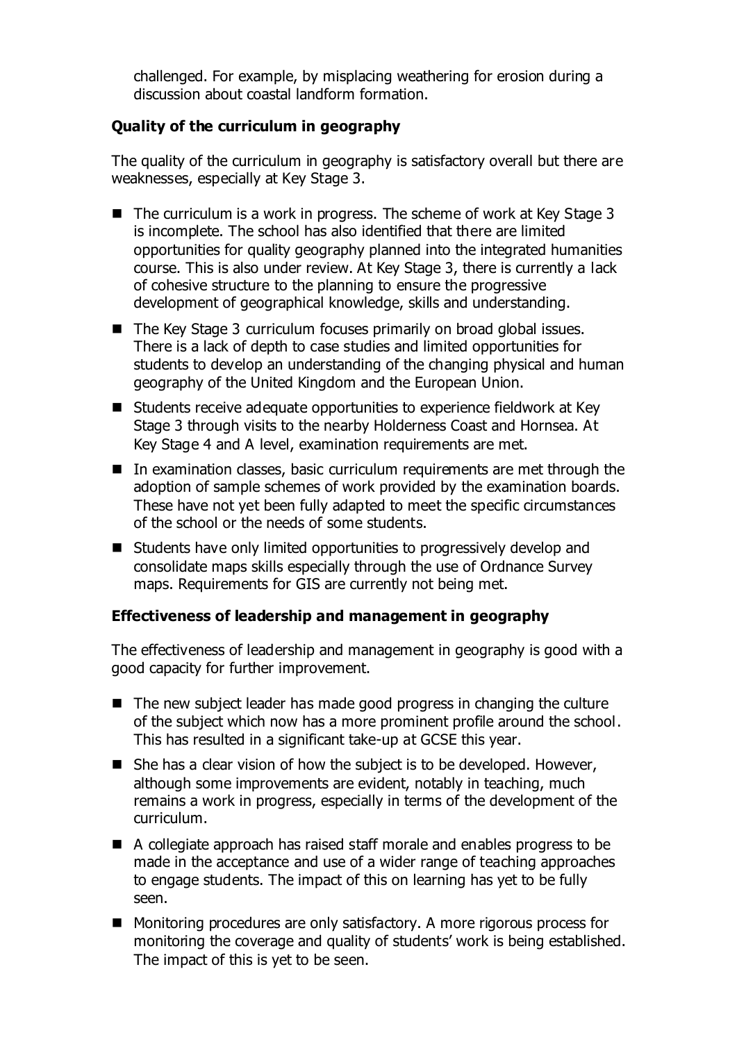challenged. For example, by misplacing weathering for erosion during a discussion about coastal landform formation.

**Quality of the curriculum in geography**

The quality of the curriculum in geography is satisfactory overall but there are weaknesses, especially at Key Stage 3.

- The curriculum is a work in progress. The scheme of work at Key Stage 3 is incomplete. The school has also identified that there are limited opportunities for quality geography planned into the integrated humanities course. This is also under review. At Key Stage 3, there is currently a lack of cohesive structure to the planning to ensure the progressive development of geographical knowledge, skills and understanding.
- The Key Stage 3 curriculum focuses primarily on broad global issues. There is a lack of depth to case studies and limited opportunities for students to develop an understanding of the changing physical and human geography of the United Kingdom and the European Union.
- Students receive adequate opportunities to experience fieldwork at Key Stage 3 through visits to the nearby Holderness Coast and Hornsea. At Key Stage 4 and A level, examination requirements are met.
- In examination classes, basic curriculum requirements are met through the adoption of sample schemes of work provided by the examination boards. These have not yet been fully adapted to meet the specific circumstances of the school or the needs of some students.
- Students have only limited opportunities to progressively develop and consolidate maps skills especially through the use of Ordnance Survey maps. Requirements for GIS are currently not being met.

**Effectiveness of leadership and management in geography**

The effectiveness of leadership and management in geography is good with a good capacity for further improvement.

- The new subject leader has made good progress in changing the culture of the subject which now has a more prominent profile around the school. This has resulted in a significant take-up at GCSE this year.
- She has a clear vision of how the subject is to be developed. However, although some improvements are evident, notably in teaching, much remains a work in progress, especially in terms of the development of the curriculum.
- A collegiate approach has raised staff morale and enables progress to be made in the acceptance and use of a wider range of teaching approaches to engage students. The impact of this on learning has yet to be fully seen.
- Monitoring procedures are only satisfactory. A more rigorous process for monitoring the coverage and quality of students' work is being established. The impact of this is yet to be seen.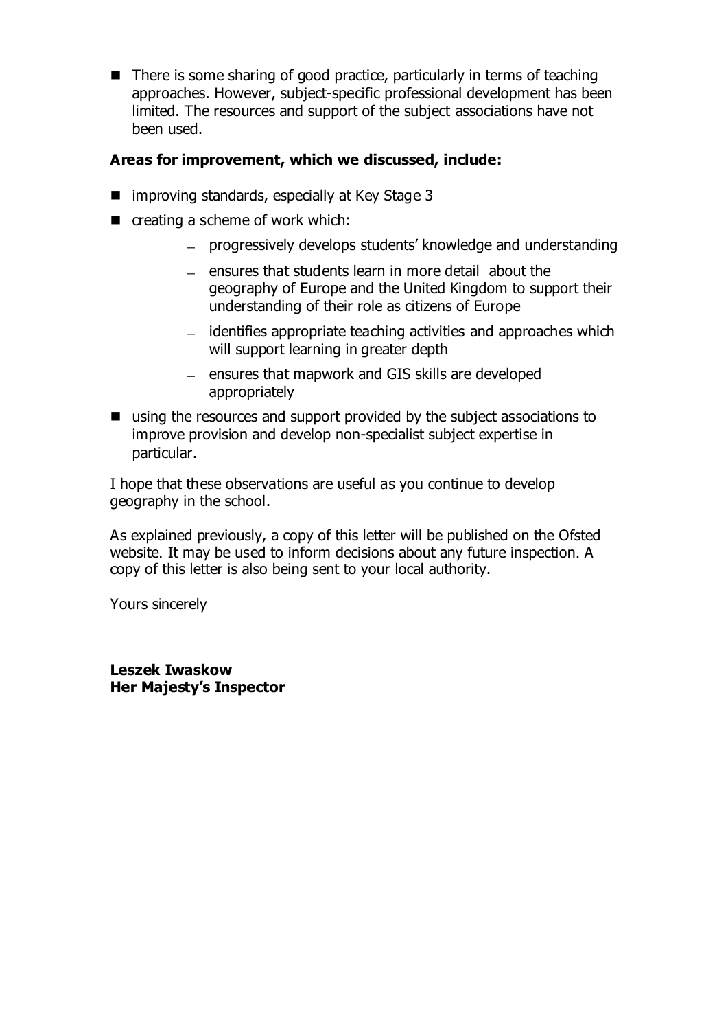- There is some sharing of good practice, particularly in terms of teaching approaches. However, subject-specific professional development has been limited. The resources and support of the subject associations have not been used.

**Areas for improvement, which we discussed, include:**

- improving standards, especially at Key Stage 3
- creating a scheme of work which:
  - progressively develops students' knowledge and understanding
  - ensures that students learn in more detail about the geography of Europe and the United Kingdom to support their understanding of their role as citizens of Europe
  - identifies appropriate teaching activities and approaches which will support learning in greater depth
  - ensures that mapwork and GIS skills are developed appropriately
- using the resources and support provided by the subject associations to improve provision and develop non-specialist subject expertise in particular.

I hope that these observations are useful as you continue to develop geography in the school.

As explained previously, a copy of this letter will be published on the Ofsted website. It may be used to inform decisions about any future inspection. A copy of this letter is also being sent to your local authority.

Yours sincerely

**Leszek Iwaskow**
**Her Majesty's Inspector**